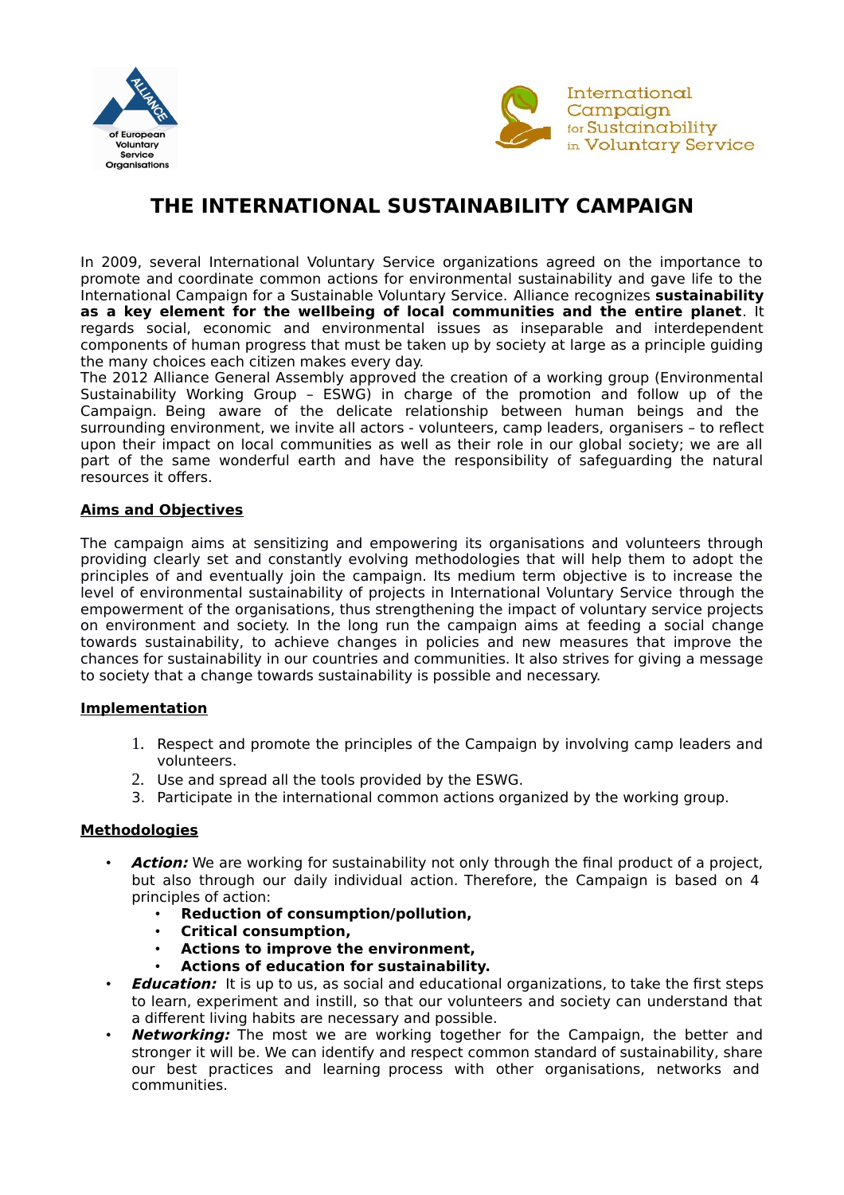# THE INTERNATIONAL SUSTAINABILITY CAMPAIGN

In 2009, several International Voluntary Service organizations agreed on the importance to promote and coordinate common actions for environmental sustainability and gave life to the International Campaign for a Sustainable Voluntary Service. Alliance recognizes **sustainability as a key element for the wellbeing of local communities and the entire planet**. It regards social, economic and environmental issues as inseparable and interdependent components of human progress that must be taken up by society at large as a principle guiding the many choices each citizen makes every day.
The 2012 Alliance General Assembly approved the creation of a working group (Environmental Sustainability Working Group – ESWG) in charge of the promotion and follow up of the Campaign. Being aware of the delicate relationship between human beings and the surrounding environment, we invite all actors - volunteers, camp leaders, organisers – to reflect upon their impact on local communities as well as their role in our global society; we are all part of the same wonderful earth and have the responsibility of safeguarding the natural resources it offers.

## Aims and Objectives

The campaign aims at sensitizing and empowering its organisations and volunteers through providing clearly set and constantly evolving methodologies that will help them to adopt the principles of and eventually join the campaign. Its medium term objective is to increase the level of environmental sustainability of projects in International Voluntary Service through the empowerment of the organisations, thus strengthening the impact of voluntary service projects on environment and society. In the long run the campaign aims at feeding a social change towards sustainability, to achieve changes in policies and new measures that improve the chances for sustainability in our countries and communities. It also strives for giving a message to society that a change towards sustainability is possible and necessary.

## Implementation

1. Respect and promote the principles of the Campaign by involving camp leaders and volunteers.
2. Use and spread all the tools provided by the ESWG.
3. Participate in the international common actions organized by the working group.

## Methodologies

- ***Action:*** We are working for sustainability not only through the final product of a project, but also through our daily individual action. Therefore, the Campaign is based on 4 principles of action:
  - **Reduction of consumption/pollution,**
  - **Critical consumption,**
  - **Actions to improve the environment,**
  - **Actions of education for sustainability.**
- ***Education:*** It is up to us, as social and educational organizations, to take the first steps to learn, experiment and instill, so that our volunteers and society can understand that a different living habits are necessary and possible.
- ***Networking:*** The most we are working together for the Campaign, the better and stronger it will be. We can identify and respect common standard of sustainability, share our best practices and learning process with other organisations, networks and communities.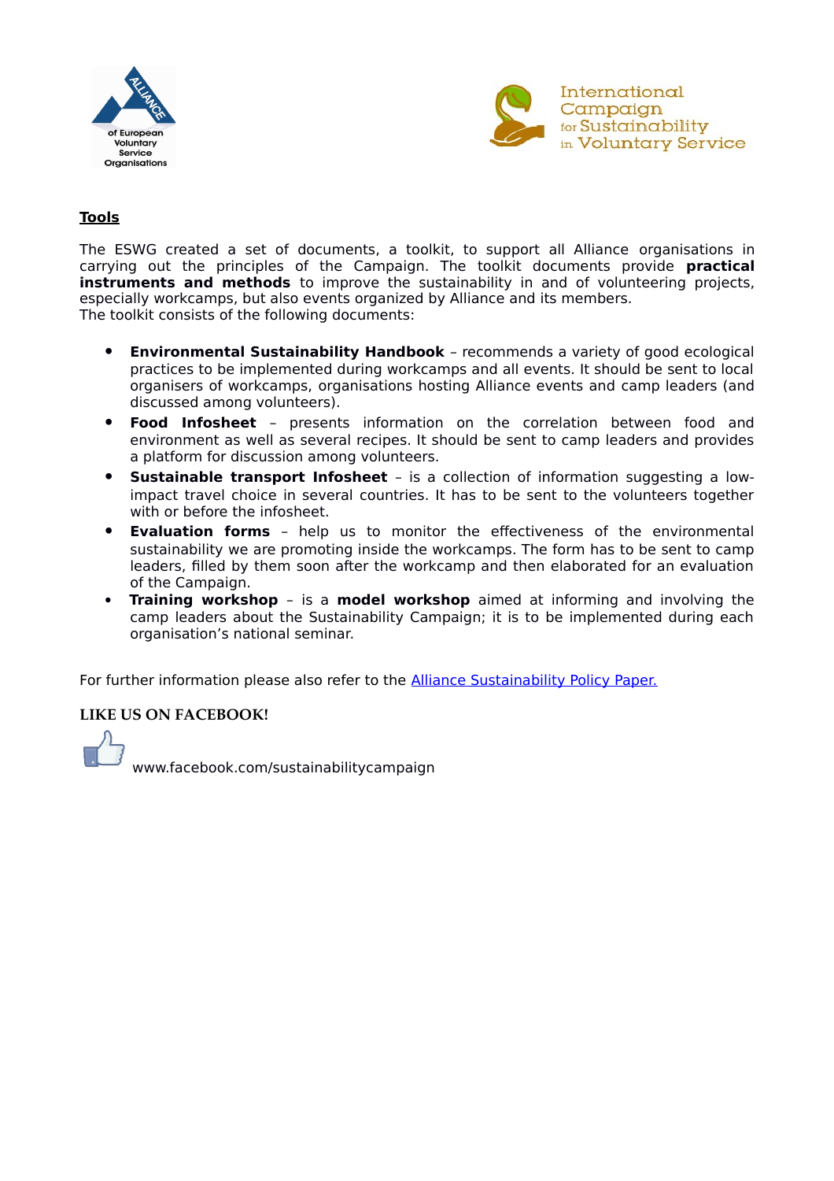## Tools

The ESWG created a set of documents, a toolkit, to support all Alliance organisations in carrying out the principles of the Campaign. The toolkit documents provide **practical instruments and methods** to improve the sustainability in and of volunteering projects, especially workcamps, but also events organized by Alliance and its members.
The toolkit consists of the following documents:

- **Environmental Sustainability Handbook** – recommends a variety of good ecological practices to be implemented during workcamps and all events. It should be sent to local organisers of workcamps, organisations hosting Alliance events and camp leaders (and discussed among volunteers).
- **Food Infosheet** – presents information on the correlation between food and environment as well as several recipes. It should be sent to camp leaders and provides a platform for discussion among volunteers.
- **Sustainable transport Infosheet** – is a collection of information suggesting a low-impact travel choice in several countries. It has to be sent to the volunteers together with or before the infosheet.
- **Evaluation forms** – help us to monitor the effectiveness of the environmental sustainability we are promoting inside the workcamps. The form has to be sent to camp leaders, filled by them soon after the workcamp and then elaborated for an evaluation of the Campaign.
- **Training workshop** – is a **model workshop** aimed at informing and involving the camp leaders about the Sustainability Campaign; it is to be implemented during each organisation's national seminar.

For further information please also refer to the Alliance Sustainability Policy Paper.

**LIKE US ON FACEBOOK!**

www.facebook.com/sustainabilitycampaign